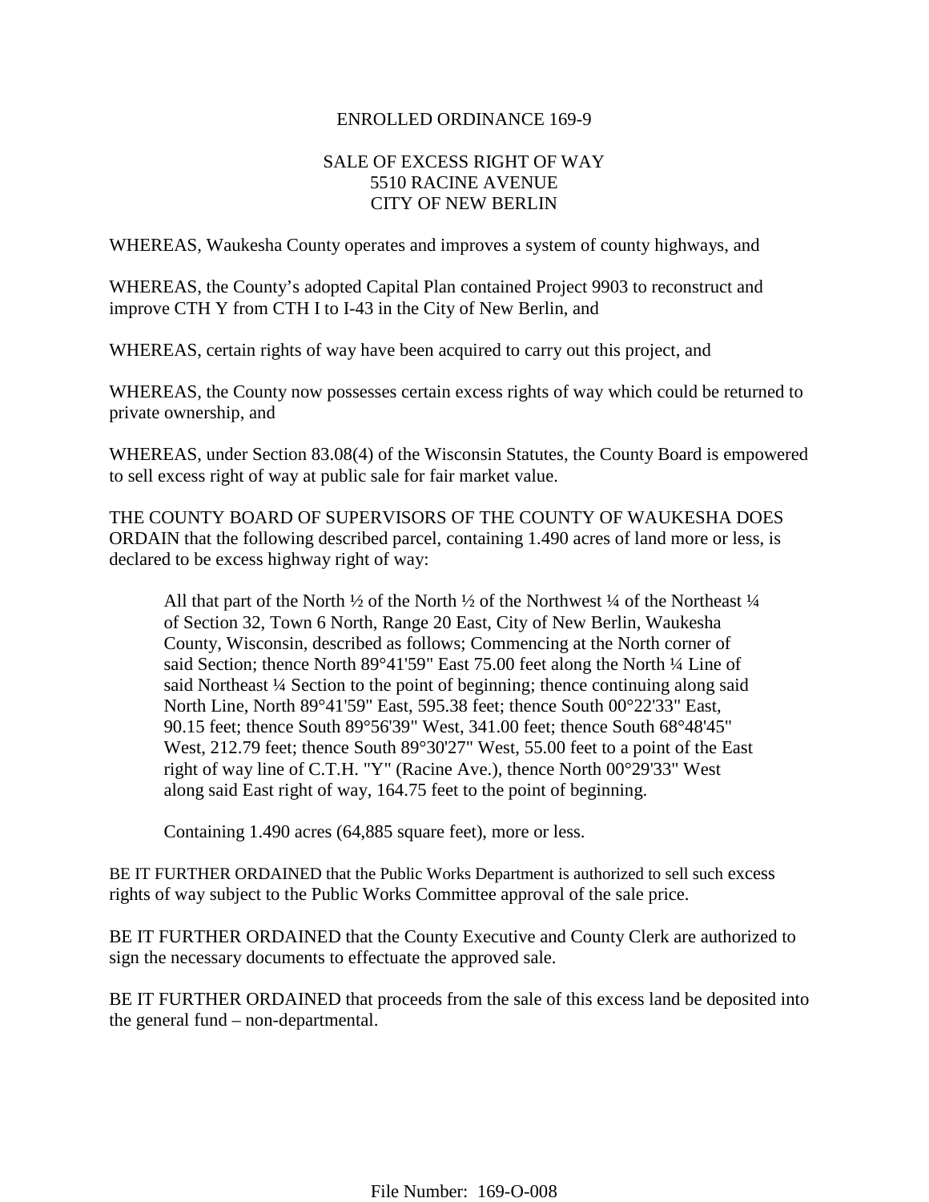# ENROLLED ORDINANCE 169-9

## SALE OF EXCESS RIGHT OF WAY
## 5510 RACINE AVENUE
## CITY OF NEW BERLIN

WHEREAS, Waukesha County operates and improves a system of county highways, and

WHEREAS, the County's adopted Capital Plan contained Project 9903 to reconstruct and improve CTH Y from CTH I to I-43 in the City of New Berlin, and

WHEREAS, certain rights of way have been acquired to carry out this project, and

WHEREAS, the County now possesses certain excess rights of way which could be returned to private ownership, and

WHEREAS, under Section 83.08(4) of the Wisconsin Statutes, the County Board is empowered to sell excess right of way at public sale for fair market value.

THE COUNTY BOARD OF SUPERVISORS OF THE COUNTY OF WAUKESHA DOES ORDAIN that the following described parcel, containing 1.490 acres of land more or less, is declared to be excess highway right of way:

> All that part of the North ½ of the North ½ of the Northwest ¼ of the Northeast ¼ of Section 32, Town 6 North, Range 20 East, City of New Berlin, Waukesha County, Wisconsin, described as follows; Commencing at the North corner of said Section; thence North 89°41'59" East 75.00 feet along the North ¼ Line of said Northeast ¼ Section to the point of beginning; thence continuing along said North Line, North 89°41'59" East, 595.38 feet; thence South 00°22'33" East, 90.15 feet; thence South 89°56'39" West, 341.00 feet; thence South 68°48'45" West, 212.79 feet; thence South 89°30'27" West, 55.00 feet to a point of the East right of way line of C.T.H. "Y" (Racine Ave.), thence North 00°29'33" West along said East right of way, 164.75 feet to the point of beginning.
>
> Containing 1.490 acres (64,885 square feet), more or less.

BE IT FURTHER ORDAINED that the Public Works Department is authorized to sell such excess rights of way subject to the Public Works Committee approval of the sale price.

BE IT FURTHER ORDAINED that the County Executive and County Clerk are authorized to sign the necessary documents to effectuate the approved sale.

BE IT FURTHER ORDAINED that proceeds from the sale of this excess land be deposited into the general fund – non-departmental.

File Number: 169-O-008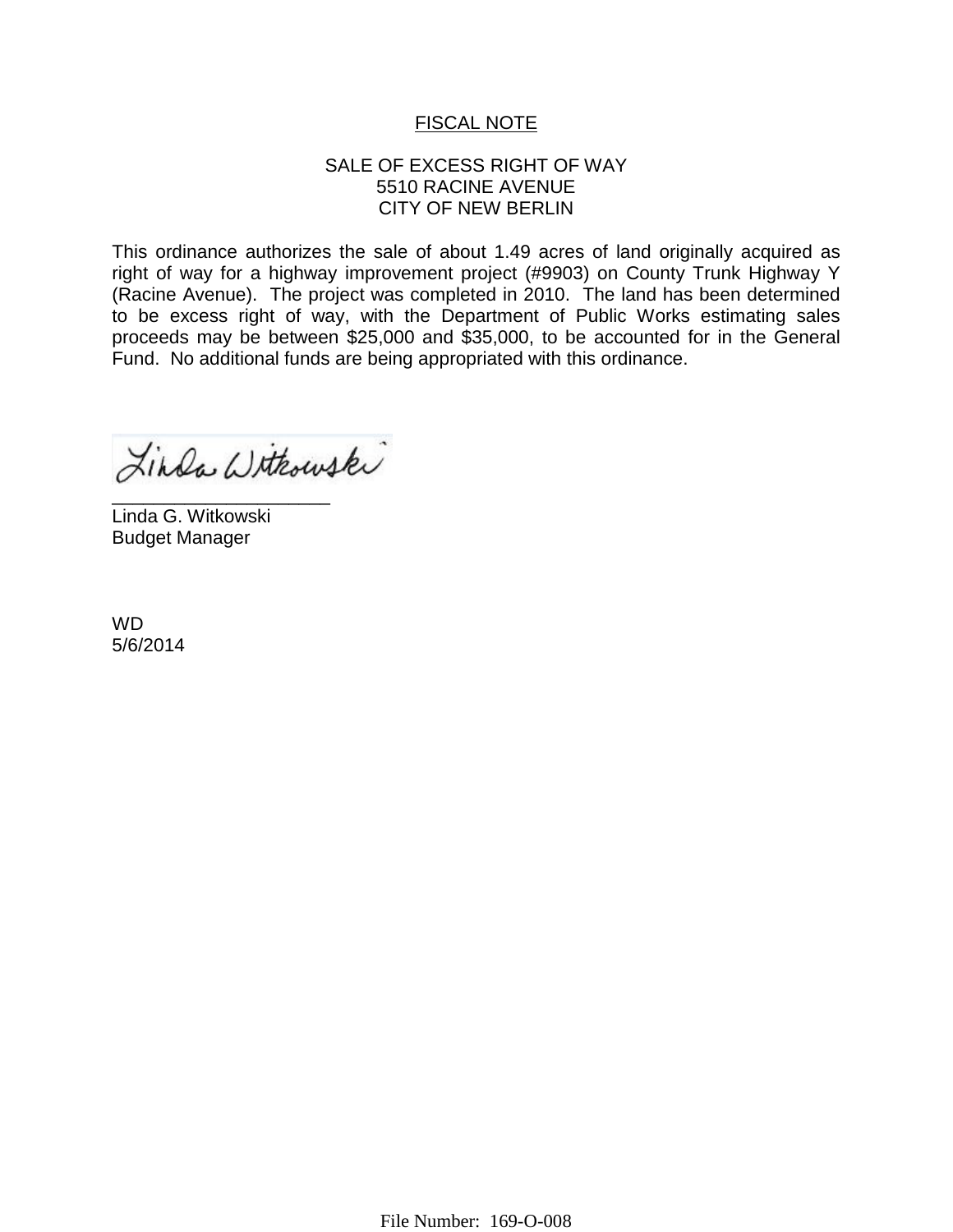# FISCAL NOTE

SALE OF EXCESS RIGHT OF WAY
5510 RACINE AVENUE
CITY OF NEW BERLIN

This ordinance authorizes the sale of about 1.49 acres of land originally acquired as right of way for a highway improvement project (#9903) on County Trunk Highway Y (Racine Avenue). The project was completed in 2010. The land has been determined to be excess right of way, with the Department of Public Works estimating sales proceeds may be between $25,000 and $35,000, to be accounted for in the General Fund. No additional funds are being appropriated with this ordinance.

Linda Witkowski
_____________________
Linda G. Witkowski
Budget Manager

WD
5/6/2014

File Number: 169-O-008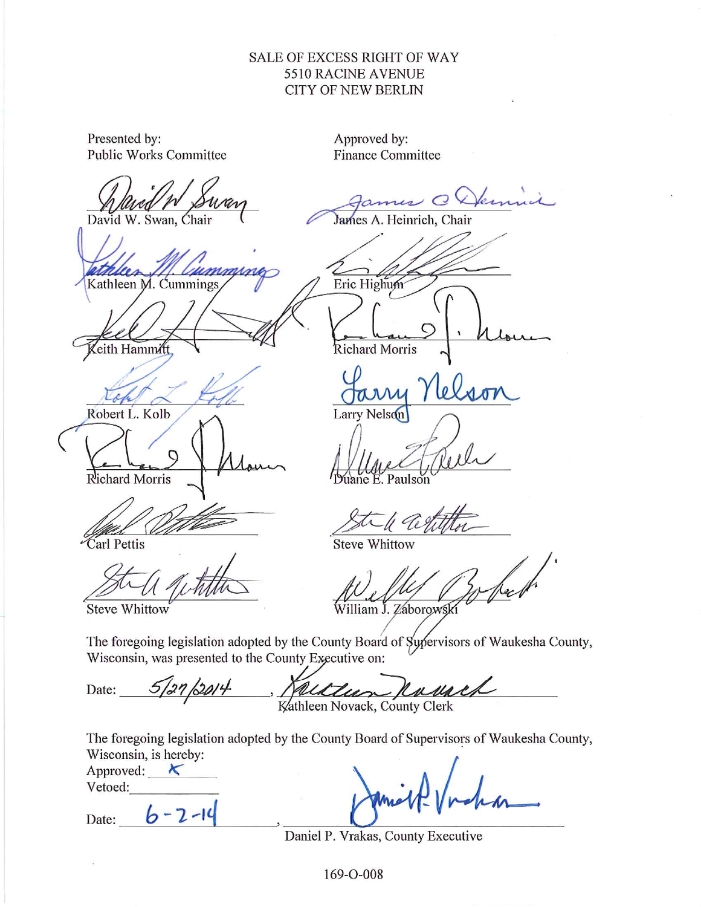SALE OF EXCESS RIGHT OF WAY
5510 RACINE AVENUE
CITY OF NEW BERLIN

| Presented by: Public Works Committee | Approved by: Finance Committee |
|---|---|
| David W. Swan, Chair | James A. Heinrich, Chair |
| Kathleen M. Cummings | Eric Highum |
| Keith Hammitt | Richard Morris |
| Robert L. Kolb | Larry Nelson |
| Richard Morris | Duane E. Paulson |
| Carl Pettis | Steve Whittow |
| Steve Whittow | William J. Zaborowski |

The foregoing legislation adopted by the County Board of Supervisors of Waukesha County, Wisconsin, was presented to the County Executive on:

Date: 5/27/2014, Kathleen Novack, County Clerk

The foregoing legislation adopted by the County Board of Supervisors of Waukesha County, Wisconsin, is hereby:

Approved: X

Vetoed: ______

Date: 6-2-14, Daniel P. Vrakas, County Executive

169-O-008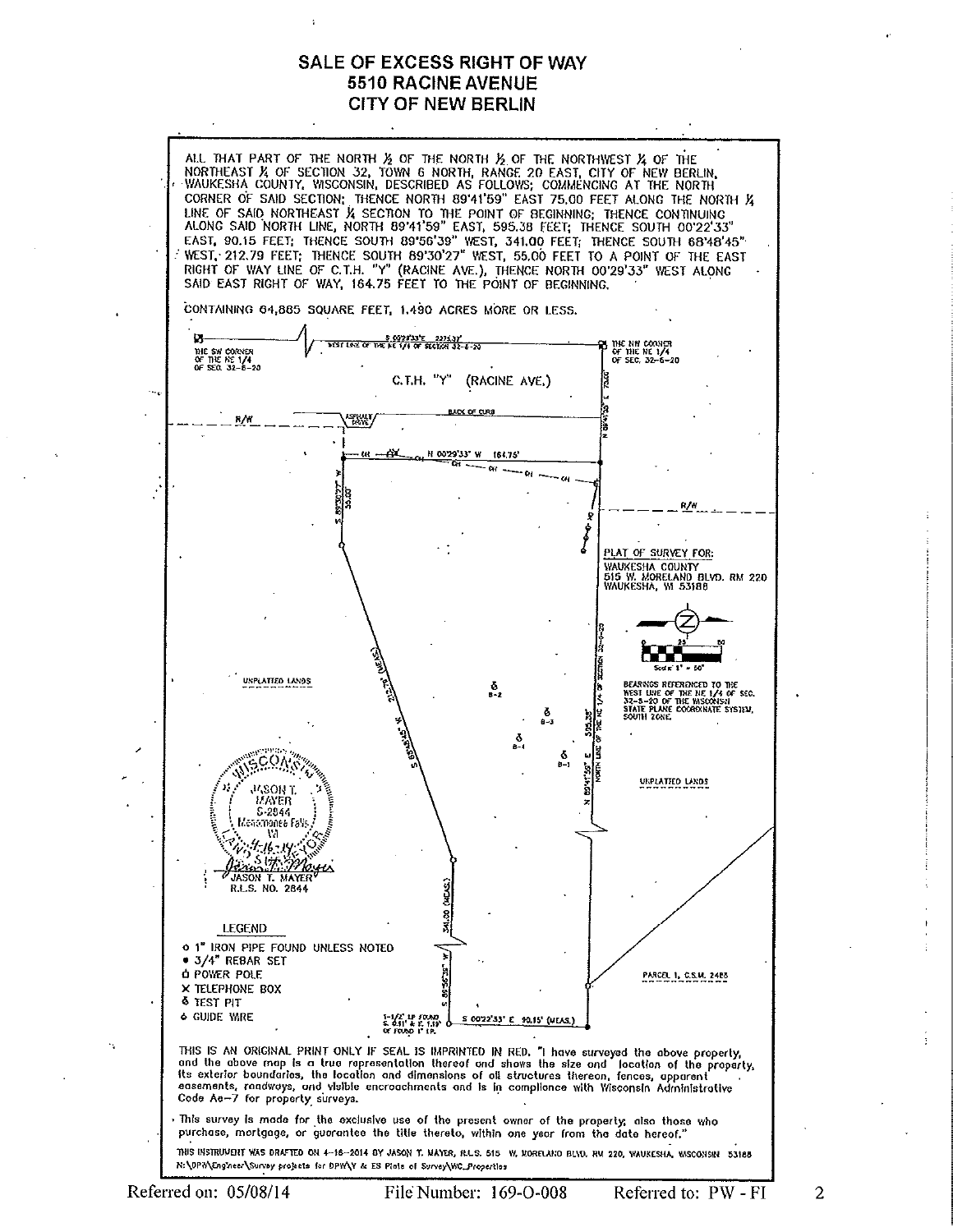# SALE OF EXCESS RIGHT OF WAY
# 5510 RACINE AVENUE
# CITY OF NEW BERLIN

ALL THAT PART OF THE NORTH ½ OF THE NORTH ½ OF THE NORTHWEST ¼ OF THE NORTHEAST ¼ OF SECTION 32, TOWN 6 NORTH, RANGE 20 EAST, CITY OF NEW BERLIN, WAUKESHA COUNTY, WISCONSIN, DESCRIBED AS FOLLOWS; COMMENCING AT THE NORTH CORNER OF SAID SECTION; THENCE NORTH 89°41'59" EAST 75.00 FEET ALONG THE NORTH ¼ LINE OF SAID NORTHEAST ¼ SECTION TO THE POINT OF BEGINNING; THENCE CONTINUING ALONG SAID NORTH LINE, NORTH 89°41'59" EAST, 595.38 FEET; THENCE SOUTH 00°22'33" EAST, 90.15 FEET; THENCE SOUTH 89°56'39" WEST, 341.00 FEET; THENCE SOUTH 68°48'45" WEST, 212.79 FEET; THENCE SOUTH 89°30'27" WEST, 55.00 FEET TO A POINT OF THE EAST RIGHT OF WAY LINE OF C.T.H. "Y" (RACINE AVE.), THENCE NORTH 00°29'33" WEST ALONG SAID EAST RIGHT OF WAY, 164.75 FEET TO THE POINT OF BEGINNING.

CONTAINING 64,865 SQUARE FEET, 1.490 ACRES MORE OR LESS.

THE SW CORNER OF THE NE 1/4 OF SEC. 32-6-20

S 00°29'33" E 2375.31' WEST LINE OF THE NE 1/4 OF SECTION 32-6-20

THE NW CORNER OF THE NE 1/4 OF SEC. 32-6-20

C.T.H. "Y" (RACINE AVE.)

N 89°41'59" E 75.00'

R/W

ASPHALT DRIVE

BACK OF CURB

N 00°29'33" W 164.75'

S 89°30'27" W 55.00'

S 68°48'45" W 212.79' (MEAS.)

N 89°41'59" E 595.38' NORTH LINE OF THE NE 1/4 OF SECTION 32-6-20

S 89°56'39" W 341.00 (MEAS.)

S 00°22'33" E 90.15' (MEAS.)

1-1/2" I.P. FOUND S. 0.11' & E. 1.19' OF FOUND 1" I.P.

B-1 B-2 B-3 B-4

UNPLATTED LANDS

UNPLATTED LANDS

PARCEL 1, C.S.M. 2485

PLAT OF SURVEY FOR:
WAUKESHA COUNTY
515 W. MORELAND BLVD. RM 220
WAUKESHA, WI 53188

Scale: 1" = 50'

BEARINGS REFERENCED TO THE WEST LINE OF THE NE 1/4 OF SEC. 32-6-20 OF THE WISCONSIN STATE PLANE COORDINATE SYSTEM, SOUTH ZONE.

WISCONSIN JASON T. MAYER S-2844 Menomonee Falls WI LAND SURVEYOR 4-16-14

JASON T. MAYER
R.L.S. NO. 2844

**LEGEND**

- o 1" IRON PIPE FOUND UNLESS NOTED
- • 3/4" REBAR SET
- POWER POLE
- X TELEPHONE BOX
- TEST PIT
- GUIDE WIRE

THIS IS AN ORIGINAL PRINT ONLY IF SEAL IS IMPRINTED IN RED. "I have surveyed the above property, and the above map is a true representation thereof and shows the size and location of the property, its exterior boundaries, the location and dimensions of all structures thereon, fences, apparent easements, roadways, and visible encroachments and is in compliance with Wisconsin Administrative Code Ae-7 for property surveys.

This survey is made for the exclusive use of the present owner of the property; also those who purchase, mortgage, or guarantee the title thereto, within one year from the date hereof."

THIS INSTRUMENT WAS DRAFTED ON 4-16-2014 BY JASON T. MAYER, R.L.S. 515 W. MORELAND BLVD. RM 220, WAUKESHA, WISCONSIN 53188
N:\DPW\Engineer\Survey projects for DPW\Y & ES Plats of Survey\WC_Properties

Referred on: 05/08/14 File Number: 169-O-008 Referred to: PW - FI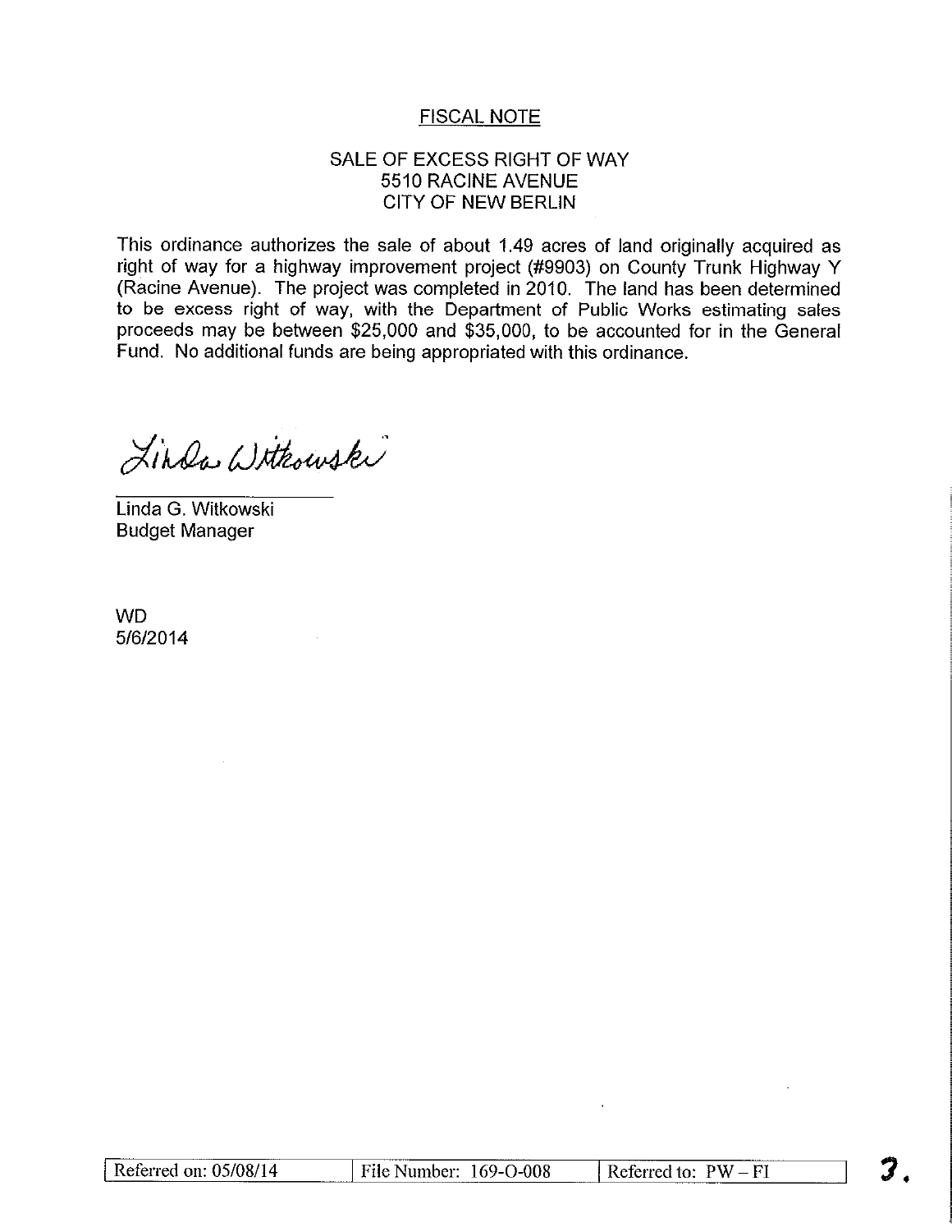## FISCAL NOTE

SALE OF EXCESS RIGHT OF WAY
5510 RACINE AVENUE
CITY OF NEW BERLIN

This ordinance authorizes the sale of about 1.49 acres of land originally acquired as right of way for a highway improvement project (#9903) on County Trunk Highway Y (Racine Avenue). The project was completed in 2010. The land has been determined to be excess right of way, with the Department of Public Works estimating sales proceeds may be between $25,000 and $35,000, to be accounted for in the General Fund. No additional funds are being appropriated with this ordinance.

Linda Witkowski

Linda G. Witkowski
Budget Manager

WD
5/6/2014

| Referred on: 05/08/14 | File Number: 169-O-008 | Referred to: PW – FI |
| --- | --- | --- |

3.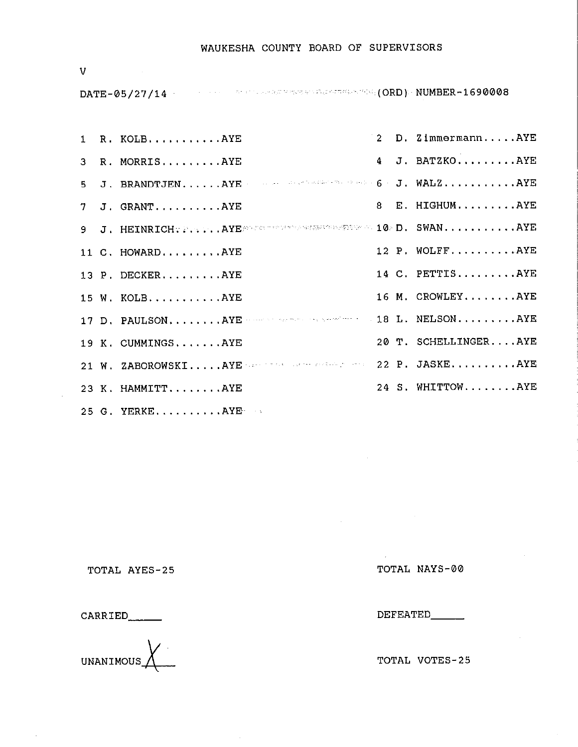# WAUKESHA COUNTY BOARD OF SUPERVISORS

V

DATE-05/27/14 (ORD) NUMBER-1690008

| | |
|---|---|
| 1 R. KOLB...........AYE | 2 D. Zimmermann.....AYE |
| 3 R. MORRIS.........AYE | 4 J. BATZKO.........AYE |
| 5 J. BRANDTJEN......AYE | 6 J. WALZ...........AYE |
| 7 J. GRANT..........AYE | 8 E. HIGHUM.........AYE |
| 9 J. HEINRICH.......AYE | 10 D. SWAN...........AYE |
| 11 C. HOWARD.........AYE | 12 P. WOLFF..........AYE |
| 13 P. DECKER.........AYE | 14 C. PETTIS.........AYE |
| 15 W. KOLB...........AYE | 16 M. CROWLEY........AYE |
| 17 D. PAULSON........AYE | 18 L. NELSON.........AYE |
| 19 K. CUMMINGS.......AYE | 20 T. SCHELLINGER....AYE |
| 21 W. ZABOROWSKI.....AYE | 22 P. JASKE..........AYE |
| 23 K. HAMMITT........AYE | 24 S. WHITTOW........AYE |
| 25 G. YERKE..........AYE | |

TOTAL AYES-25

TOTAL NAYS-00

CARRIED______

DEFEATED______

UNANIMOUS X

TOTAL VOTES-25